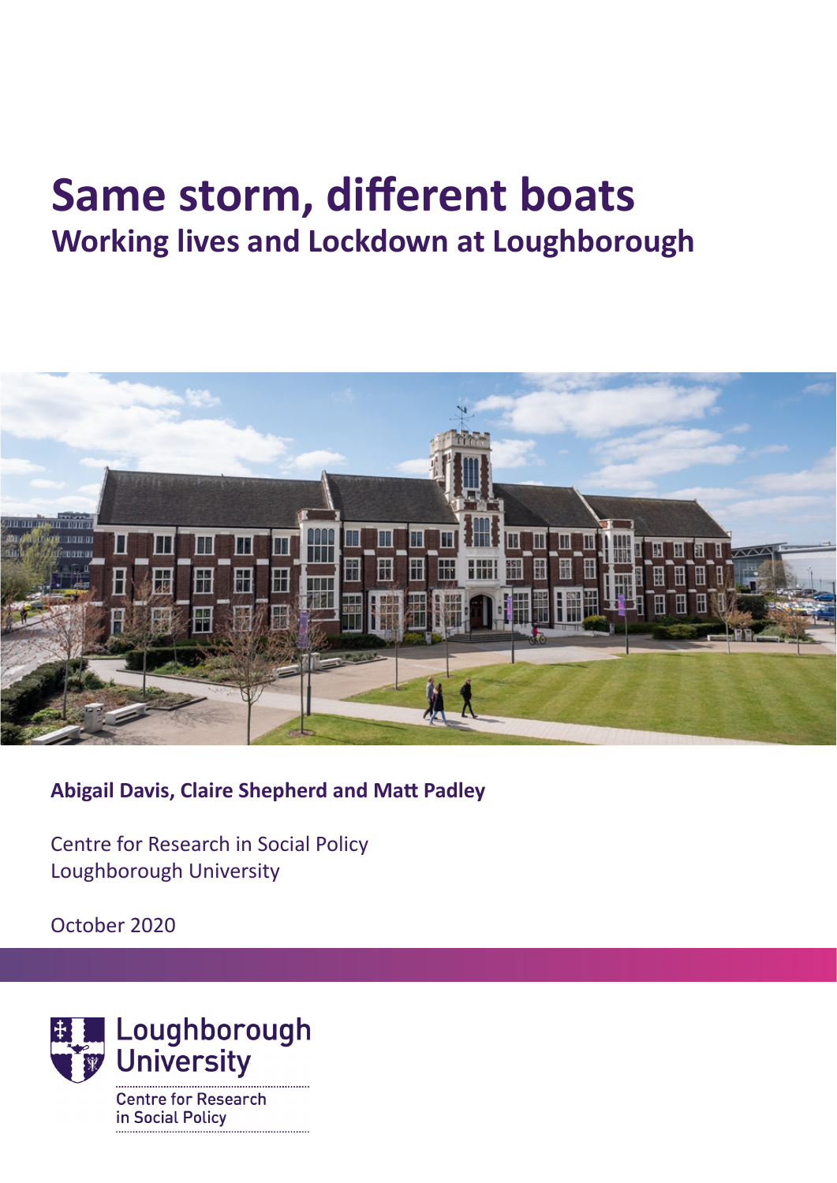# Same storm, different boats

## Working lives and Lockdown at Loughborough

**Abigail Davis, Claire Shepherd and Matt Padley**

Centre for Research in Social Policy
Loughborough University

October 2020

Loughborough University
Centre for Research in Social Policy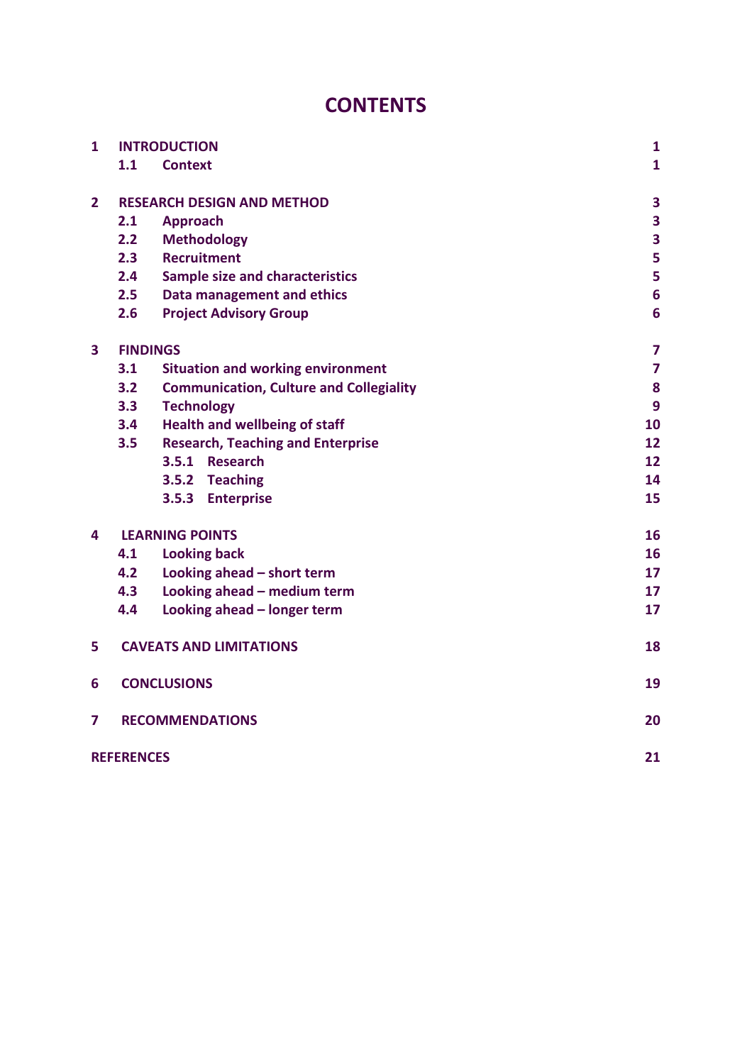# CONTENTS

| | | | |
|---|---|---|---|
| **1** | **INTRODUCTION** | | **1** |
| | **1.1** | **Context** | **1** |
| **2** | **RESEARCH DESIGN AND METHOD** | | **3** |
| | **2.1** | **Approach** | **3** |
| | **2.2** | **Methodology** | **3** |
| | **2.3** | **Recruitment** | **5** |
| | **2.4** | **Sample size and characteristics** | **5** |
| | **2.5** | **Data management and ethics** | **6** |
| | **2.6** | **Project Advisory Group** | **6** |
| **3** | **FINDINGS** | | **7** |
| | **3.1** | **Situation and working environment** | **7** |
| | **3.2** | **Communication, Culture and Collegiality** | **8** |
| | **3.3** | **Technology** | **9** |
| | **3.4** | **Health and wellbeing of staff** | **10** |
| | **3.5** | **Research, Teaching and Enterprise** | **12** |
| | | **3.5.1 Research** | **12** |
| | | **3.5.2 Teaching** | **14** |
| | | **3.5.3 Enterprise** | **15** |
| **4** | **LEARNING POINTS** | | **16** |
| | **4.1** | **Looking back** | **16** |
| | **4.2** | **Looking ahead – short term** | **17** |
| | **4.3** | **Looking ahead – medium term** | **17** |
| | **4.4** | **Looking ahead – longer term** | **17** |
| **5** | **CAVEATS AND LIMITATIONS** | | **18** |
| **6** | **CONCLUSIONS** | | **19** |
| **7** | **RECOMMENDATIONS** | | **20** |
| **REFERENCES** | | | **21** |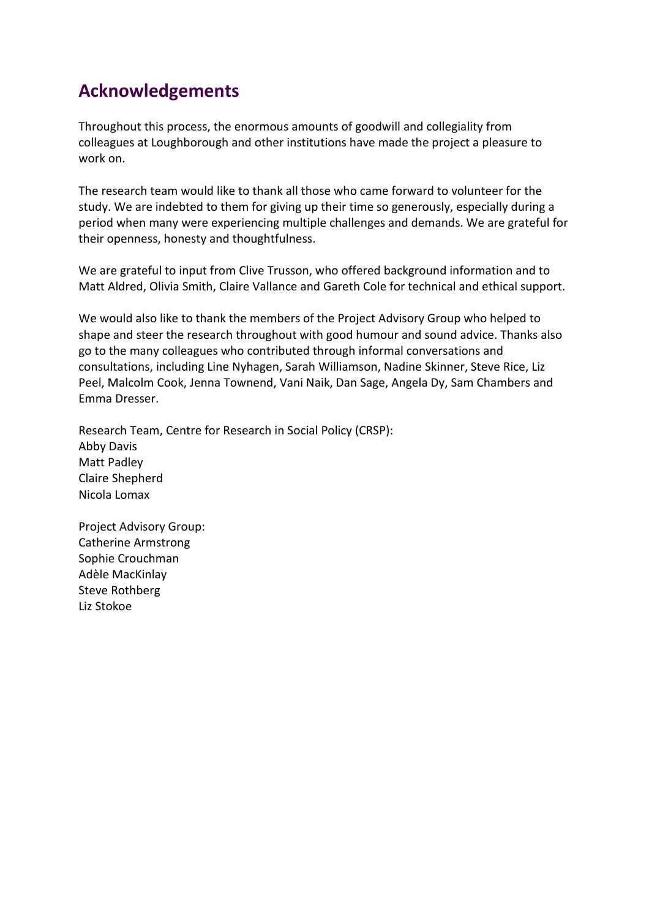## Acknowledgements

Throughout this process, the enormous amounts of goodwill and collegiality from colleagues at Loughborough and other institutions have made the project a pleasure to work on.

The research team would like to thank all those who came forward to volunteer for the study. We are indebted to them for giving up their time so generously, especially during a period when many were experiencing multiple challenges and demands. We are grateful for their openness, honesty and thoughtfulness.

We are grateful to input from Clive Trusson, who offered background information and to Matt Aldred, Olivia Smith, Claire Vallance and Gareth Cole for technical and ethical support.

We would also like to thank the members of the Project Advisory Group who helped to shape and steer the research throughout with good humour and sound advice. Thanks also go to the many colleagues who contributed through informal conversations and consultations, including Line Nyhagen, Sarah Williamson, Nadine Skinner, Steve Rice, Liz Peel, Malcolm Cook, Jenna Townend, Vani Naik, Dan Sage, Angela Dy, Sam Chambers and Emma Dresser.

Research Team, Centre for Research in Social Policy (CRSP):
Abby Davis
Matt Padley
Claire Shepherd
Nicola Lomax

Project Advisory Group:
Catherine Armstrong
Sophie Crouchman
Adèle MacKinlay
Steve Rothberg
Liz Stokoe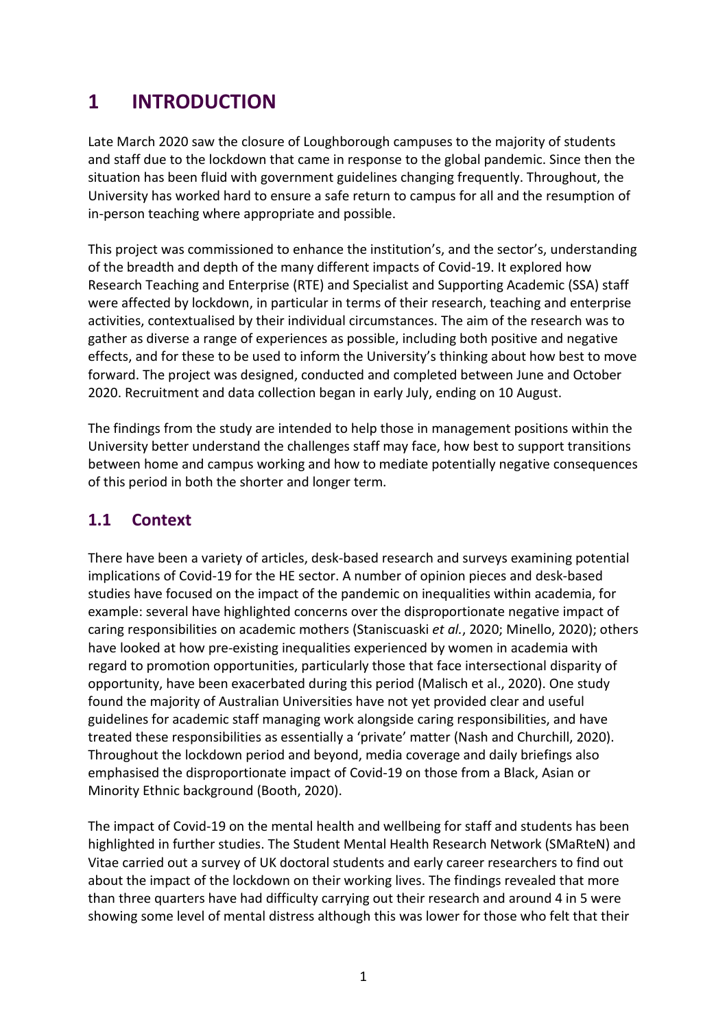# 1 INTRODUCTION

Late March 2020 saw the closure of Loughborough campuses to the majority of students and staff due to the lockdown that came in response to the global pandemic. Since then the situation has been fluid with government guidelines changing frequently. Throughout, the University has worked hard to ensure a safe return to campus for all and the resumption of in-person teaching where appropriate and possible.

This project was commissioned to enhance the institution's, and the sector's, understanding of the breadth and depth of the many different impacts of Covid-19. It explored how Research Teaching and Enterprise (RTE) and Specialist and Supporting Academic (SSA) staff were affected by lockdown, in particular in terms of their research, teaching and enterprise activities, contextualised by their individual circumstances. The aim of the research was to gather as diverse a range of experiences as possible, including both positive and negative effects, and for these to be used to inform the University's thinking about how best to move forward. The project was designed, conducted and completed between June and October 2020. Recruitment and data collection began in early July, ending on 10 August.

The findings from the study are intended to help those in management positions within the University better understand the challenges staff may face, how best to support transitions between home and campus working and how to mediate potentially negative consequences of this period in both the shorter and longer term.

## 1.1 Context

There have been a variety of articles, desk-based research and surveys examining potential implications of Covid-19 for the HE sector. A number of opinion pieces and desk-based studies have focused on the impact of the pandemic on inequalities within academia, for example: several have highlighted concerns over the disproportionate negative impact of caring responsibilities on academic mothers (Staniscuaski *et al.*, 2020; Minello, 2020); others have looked at how pre-existing inequalities experienced by women in academia with regard to promotion opportunities, particularly those that face intersectional disparity of opportunity, have been exacerbated during this period (Malisch et al., 2020). One study found the majority of Australian Universities have not yet provided clear and useful guidelines for academic staff managing work alongside caring responsibilities, and have treated these responsibilities as essentially a 'private' matter (Nash and Churchill, 2020). Throughout the lockdown period and beyond, media coverage and daily briefings also emphasised the disproportionate impact of Covid-19 on those from a Black, Asian or Minority Ethnic background (Booth, 2020).

The impact of Covid-19 on the mental health and wellbeing for staff and students has been highlighted in further studies. The Student Mental Health Research Network (SMaRteN) and Vitae carried out a survey of UK doctoral students and early career researchers to find out about the impact of the lockdown on their working lives. The findings revealed that more than three quarters have had difficulty carrying out their research and around 4 in 5 were showing some level of mental distress although this was lower for those who felt that their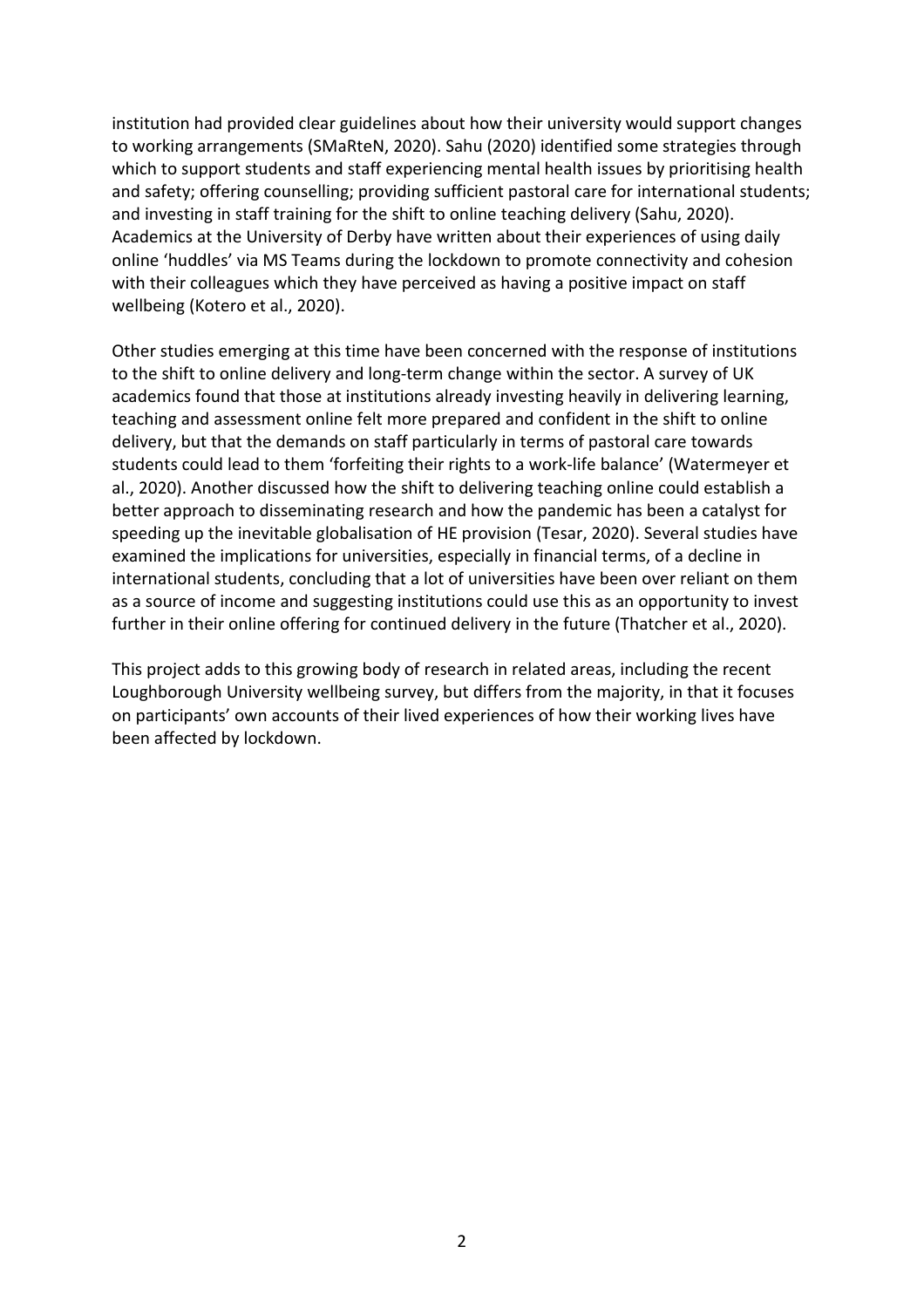institution had provided clear guidelines about how their university would support changes to working arrangements (SMaRteN, 2020). Sahu (2020) identified some strategies through which to support students and staff experiencing mental health issues by prioritising health and safety; offering counselling; providing sufficient pastoral care for international students; and investing in staff training for the shift to online teaching delivery (Sahu, 2020). Academics at the University of Derby have written about their experiences of using daily online 'huddles' via MS Teams during the lockdown to promote connectivity and cohesion with their colleagues which they have perceived as having a positive impact on staff wellbeing (Kotero et al., 2020).

Other studies emerging at this time have been concerned with the response of institutions to the shift to online delivery and long-term change within the sector. A survey of UK academics found that those at institutions already investing heavily in delivering learning, teaching and assessment online felt more prepared and confident in the shift to online delivery, but that the demands on staff particularly in terms of pastoral care towards students could lead to them 'forfeiting their rights to a work-life balance' (Watermeyer et al., 2020). Another discussed how the shift to delivering teaching online could establish a better approach to disseminating research and how the pandemic has been a catalyst for speeding up the inevitable globalisation of HE provision (Tesar, 2020). Several studies have examined the implications for universities, especially in financial terms, of a decline in international students, concluding that a lot of universities have been over reliant on them as a source of income and suggesting institutions could use this as an opportunity to invest further in their online offering for continued delivery in the future (Thatcher et al., 2020).

This project adds to this growing body of research in related areas, including the recent Loughborough University wellbeing survey, but differs from the majority, in that it focuses on participants' own accounts of their lived experiences of how their working lives have been affected by lockdown.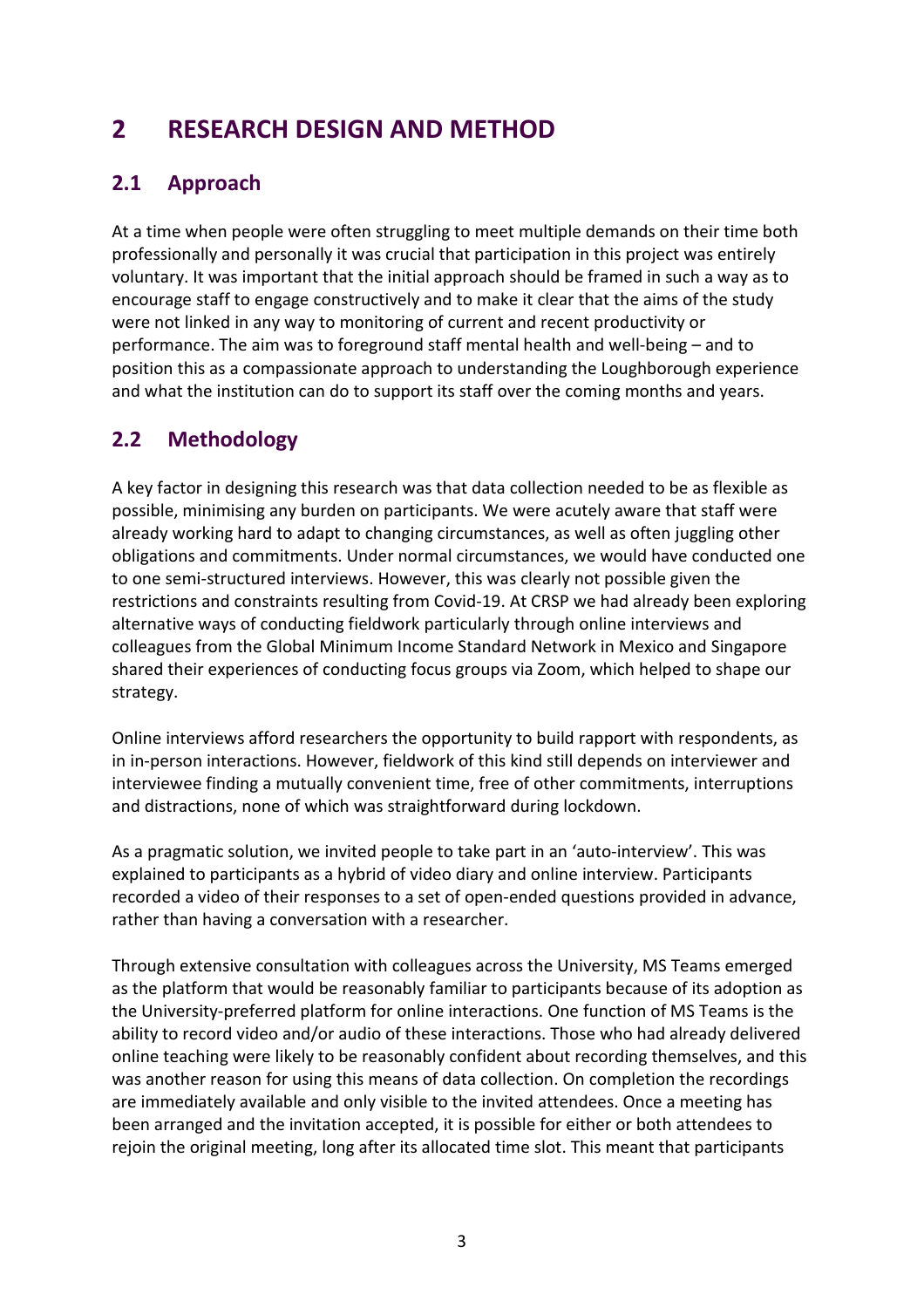# 2 RESEARCH DESIGN AND METHOD

## 2.1 Approach

At a time when people were often struggling to meet multiple demands on their time both professionally and personally it was crucial that participation in this project was entirely voluntary. It was important that the initial approach should be framed in such a way as to encourage staff to engage constructively and to make it clear that the aims of the study were not linked in any way to monitoring of current and recent productivity or performance. The aim was to foreground staff mental health and well-being – and to position this as a compassionate approach to understanding the Loughborough experience and what the institution can do to support its staff over the coming months and years.

## 2.2 Methodology

A key factor in designing this research was that data collection needed to be as flexible as possible, minimising any burden on participants. We were acutely aware that staff were already working hard to adapt to changing circumstances, as well as often juggling other obligations and commitments. Under normal circumstances, we would have conducted one to one semi-structured interviews. However, this was clearly not possible given the restrictions and constraints resulting from Covid-19. At CRSP we had already been exploring alternative ways of conducting fieldwork particularly through online interviews and colleagues from the Global Minimum Income Standard Network in Mexico and Singapore shared their experiences of conducting focus groups via Zoom, which helped to shape our strategy.

Online interviews afford researchers the opportunity to build rapport with respondents, as in in-person interactions. However, fieldwork of this kind still depends on interviewer and interviewee finding a mutually convenient time, free of other commitments, interruptions and distractions, none of which was straightforward during lockdown.

As a pragmatic solution, we invited people to take part in an 'auto-interview'. This was explained to participants as a hybrid of video diary and online interview. Participants recorded a video of their responses to a set of open-ended questions provided in advance, rather than having a conversation with a researcher.

Through extensive consultation with colleagues across the University, MS Teams emerged as the platform that would be reasonably familiar to participants because of its adoption as the University-preferred platform for online interactions. One function of MS Teams is the ability to record video and/or audio of these interactions. Those who had already delivered online teaching were likely to be reasonably confident about recording themselves, and this was another reason for using this means of data collection. On completion the recordings are immediately available and only visible to the invited attendees. Once a meeting has been arranged and the invitation accepted, it is possible for either or both attendees to rejoin the original meeting, long after its allocated time slot. This meant that participants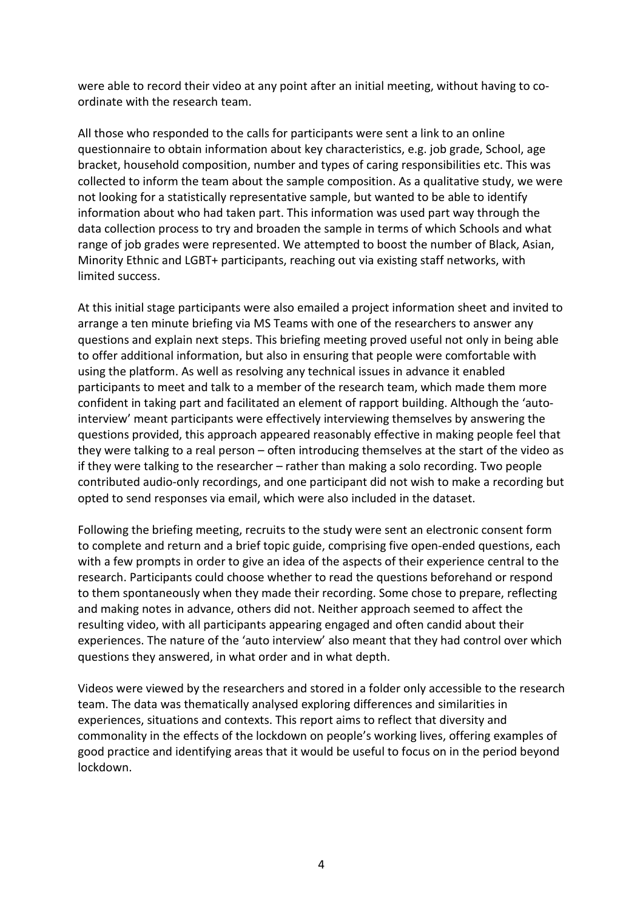were able to record their video at any point after an initial meeting, without having to co-ordinate with the research team.

All those who responded to the calls for participants were sent a link to an online questionnaire to obtain information about key characteristics, e.g. job grade, School, age bracket, household composition, number and types of caring responsibilities etc. This was collected to inform the team about the sample composition. As a qualitative study, we were not looking for a statistically representative sample, but wanted to be able to identify information about who had taken part. This information was used part way through the data collection process to try and broaden the sample in terms of which Schools and what range of job grades were represented. We attempted to boost the number of Black, Asian, Minority Ethnic and LGBT+ participants, reaching out via existing staff networks, with limited success.

At this initial stage participants were also emailed a project information sheet and invited to arrange a ten minute briefing via MS Teams with one of the researchers to answer any questions and explain next steps. This briefing meeting proved useful not only in being able to offer additional information, but also in ensuring that people were comfortable with using the platform. As well as resolving any technical issues in advance it enabled participants to meet and talk to a member of the research team, which made them more confident in taking part and facilitated an element of rapport building. Although the 'auto-interview' meant participants were effectively interviewing themselves by answering the questions provided, this approach appeared reasonably effective in making people feel that they were talking to a real person – often introducing themselves at the start of the video as if they were talking to the researcher – rather than making a solo recording. Two people contributed audio-only recordings, and one participant did not wish to make a recording but opted to send responses via email, which were also included in the dataset.

Following the briefing meeting, recruits to the study were sent an electronic consent form to complete and return and a brief topic guide, comprising five open-ended questions, each with a few prompts in order to give an idea of the aspects of their experience central to the research. Participants could choose whether to read the questions beforehand or respond to them spontaneously when they made their recording. Some chose to prepare, reflecting and making notes in advance, others did not. Neither approach seemed to affect the resulting video, with all participants appearing engaged and often candid about their experiences. The nature of the 'auto interview' also meant that they had control over which questions they answered, in what order and in what depth.

Videos were viewed by the researchers and stored in a folder only accessible to the research team. The data was thematically analysed exploring differences and similarities in experiences, situations and contexts. This report aims to reflect that diversity and commonality in the effects of the lockdown on people's working lives, offering examples of good practice and identifying areas that it would be useful to focus on in the period beyond lockdown.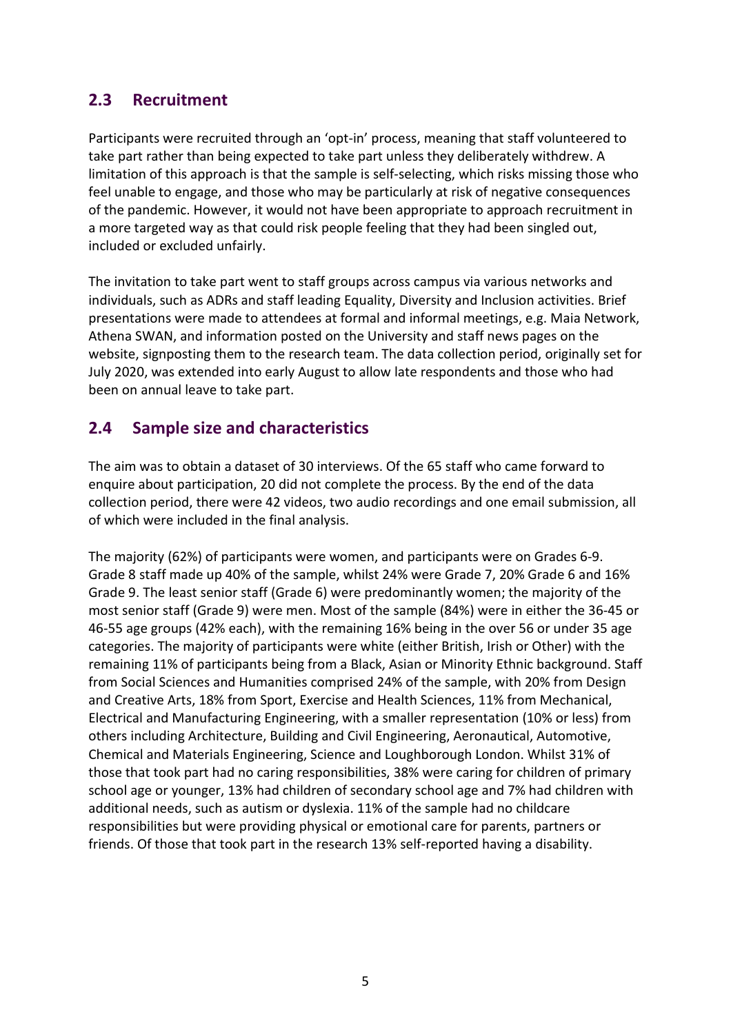## 2.3 Recruitment

Participants were recruited through an 'opt-in' process, meaning that staff volunteered to take part rather than being expected to take part unless they deliberately withdrew. A limitation of this approach is that the sample is self-selecting, which risks missing those who feel unable to engage, and those who may be particularly at risk of negative consequences of the pandemic. However, it would not have been appropriate to approach recruitment in a more targeted way as that could risk people feeling that they had been singled out, included or excluded unfairly.

The invitation to take part went to staff groups across campus via various networks and individuals, such as ADRs and staff leading Equality, Diversity and Inclusion activities. Brief presentations were made to attendees at formal and informal meetings, e.g. Maia Network, Athena SWAN, and information posted on the University and staff news pages on the website, signposting them to the research team. The data collection period, originally set for July 2020, was extended into early August to allow late respondents and those who had been on annual leave to take part.

## 2.4 Sample size and characteristics

The aim was to obtain a dataset of 30 interviews. Of the 65 staff who came forward to enquire about participation, 20 did not complete the process. By the end of the data collection period, there were 42 videos, two audio recordings and one email submission, all of which were included in the final analysis.

The majority (62%) of participants were women, and participants were on Grades 6-9. Grade 8 staff made up 40% of the sample, whilst 24% were Grade 7, 20% Grade 6 and 16% Grade 9. The least senior staff (Grade 6) were predominantly women; the majority of the most senior staff (Grade 9) were men. Most of the sample (84%) were in either the 36-45 or 46-55 age groups (42% each), with the remaining 16% being in the over 56 or under 35 age categories. The majority of participants were white (either British, Irish or Other) with the remaining 11% of participants being from a Black, Asian or Minority Ethnic background. Staff from Social Sciences and Humanities comprised 24% of the sample, with 20% from Design and Creative Arts, 18% from Sport, Exercise and Health Sciences, 11% from Mechanical, Electrical and Manufacturing Engineering, with a smaller representation (10% or less) from others including Architecture, Building and Civil Engineering, Aeronautical, Automotive, Chemical and Materials Engineering, Science and Loughborough London. Whilst 31% of those that took part had no caring responsibilities, 38% were caring for children of primary school age or younger, 13% had children of secondary school age and 7% had children with additional needs, such as autism or dyslexia. 11% of the sample had no childcare responsibilities but were providing physical or emotional care for parents, partners or friends. Of those that took part in the research 13% self-reported having a disability.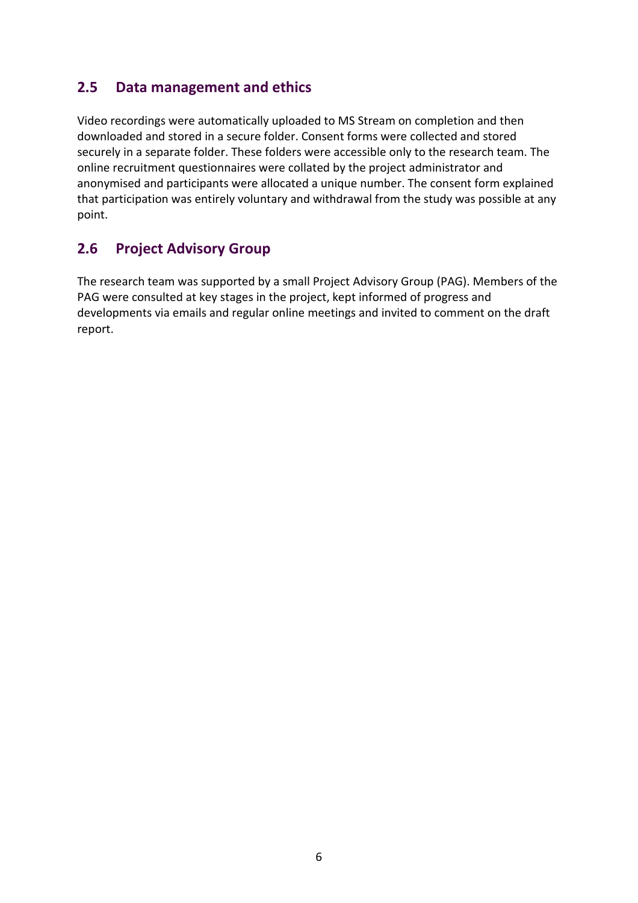## 2.5 Data management and ethics

Video recordings were automatically uploaded to MS Stream on completion and then downloaded and stored in a secure folder. Consent forms were collected and stored securely in a separate folder. These folders were accessible only to the research team. The online recruitment questionnaires were collated by the project administrator and anonymised and participants were allocated a unique number. The consent form explained that participation was entirely voluntary and withdrawal from the study was possible at any point.

## 2.6 Project Advisory Group

The research team was supported by a small Project Advisory Group (PAG). Members of the PAG were consulted at key stages in the project, kept informed of progress and developments via emails and regular online meetings and invited to comment on the draft report.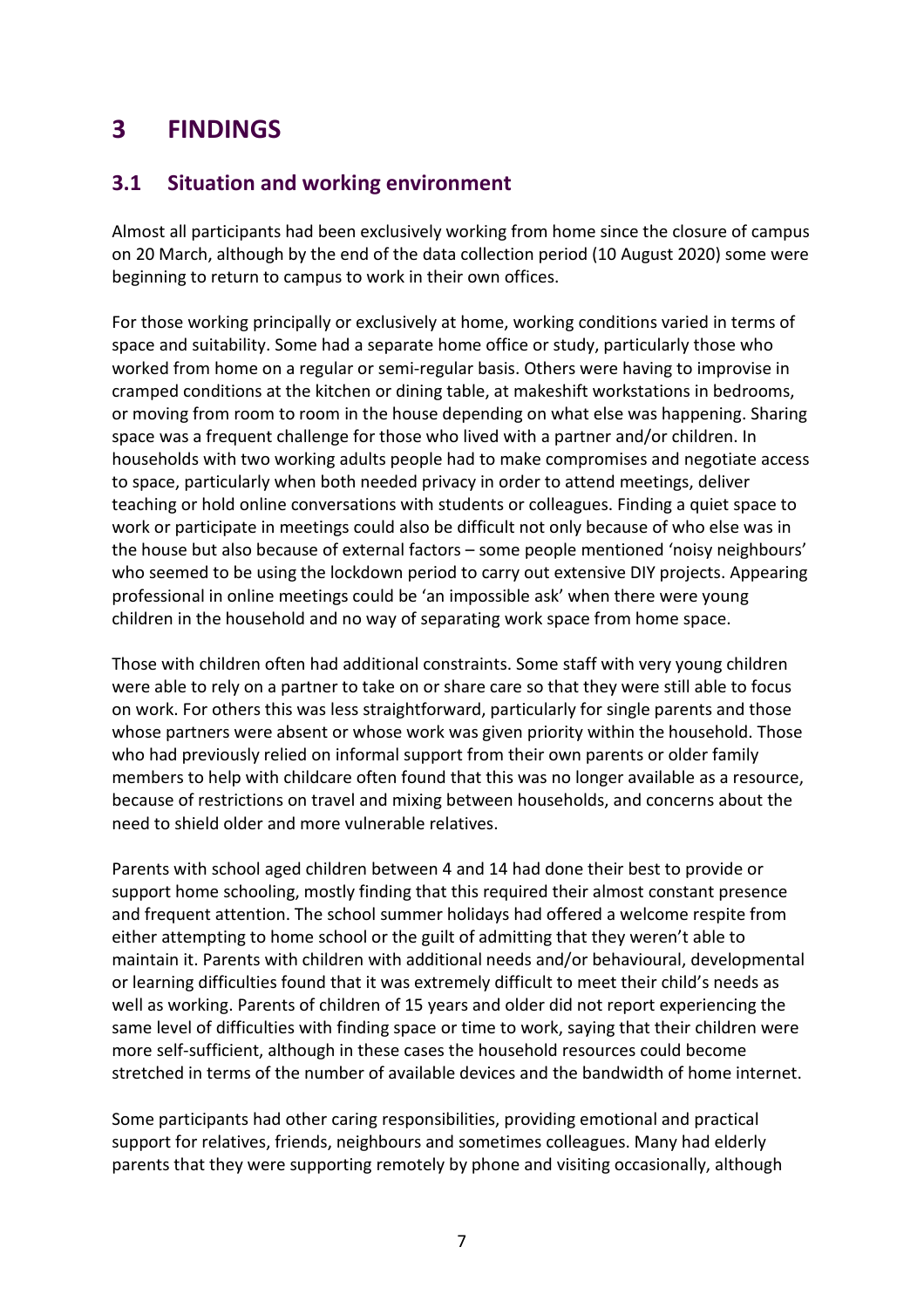# 3 FINDINGS

## 3.1 Situation and working environment

Almost all participants had been exclusively working from home since the closure of campus on 20 March, although by the end of the data collection period (10 August 2020) some were beginning to return to campus to work in their own offices.

For those working principally or exclusively at home, working conditions varied in terms of space and suitability. Some had a separate home office or study, particularly those who worked from home on a regular or semi-regular basis. Others were having to improvise in cramped conditions at the kitchen or dining table, at makeshift workstations in bedrooms, or moving from room to room in the house depending on what else was happening. Sharing space was a frequent challenge for those who lived with a partner and/or children. In households with two working adults people had to make compromises and negotiate access to space, particularly when both needed privacy in order to attend meetings, deliver teaching or hold online conversations with students or colleagues. Finding a quiet space to work or participate in meetings could also be difficult not only because of who else was in the house but also because of external factors – some people mentioned 'noisy neighbours' who seemed to be using the lockdown period to carry out extensive DIY projects. Appearing professional in online meetings could be 'an impossible ask' when there were young children in the household and no way of separating work space from home space.

Those with children often had additional constraints. Some staff with very young children were able to rely on a partner to take on or share care so that they were still able to focus on work. For others this was less straightforward, particularly for single parents and those whose partners were absent or whose work was given priority within the household. Those who had previously relied on informal support from their own parents or older family members to help with childcare often found that this was no longer available as a resource, because of restrictions on travel and mixing between households, and concerns about the need to shield older and more vulnerable relatives.

Parents with school aged children between 4 and 14 had done their best to provide or support home schooling, mostly finding that this required their almost constant presence and frequent attention. The school summer holidays had offered a welcome respite from either attempting to home school or the guilt of admitting that they weren't able to maintain it. Parents with children with additional needs and/or behavioural, developmental or learning difficulties found that it was extremely difficult to meet their child's needs as well as working. Parents of children of 15 years and older did not report experiencing the same level of difficulties with finding space or time to work, saying that their children were more self-sufficient, although in these cases the household resources could become stretched in terms of the number of available devices and the bandwidth of home internet.

Some participants had other caring responsibilities, providing emotional and practical support for relatives, friends, neighbours and sometimes colleagues. Many had elderly parents that they were supporting remotely by phone and visiting occasionally, although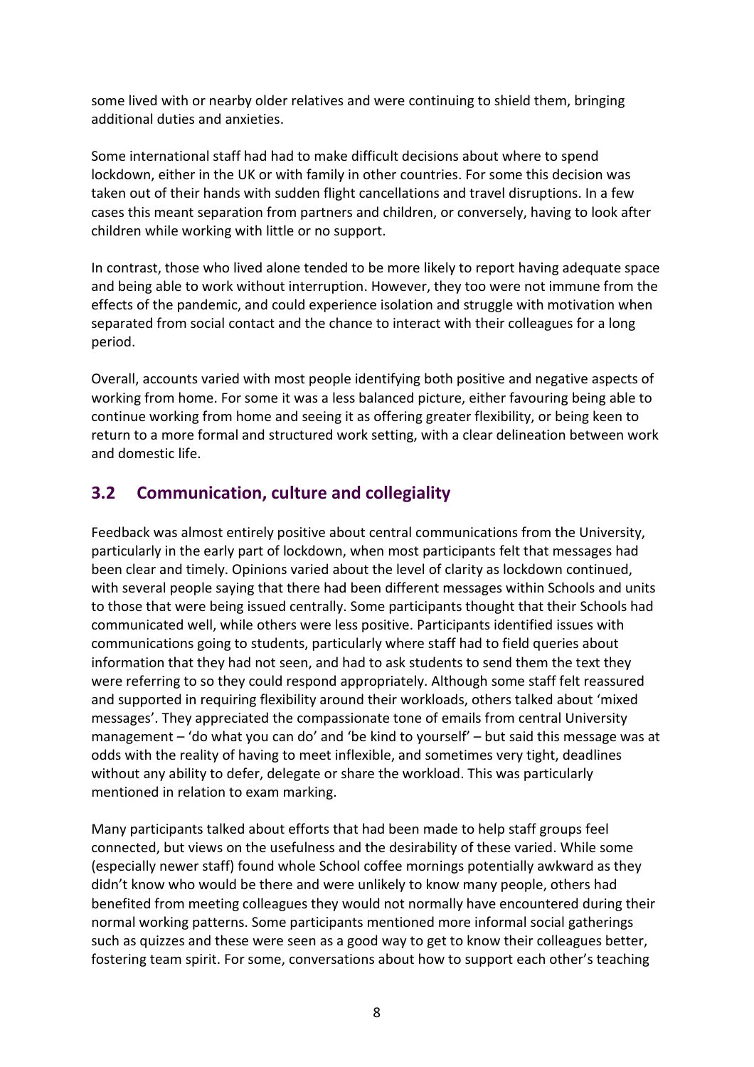some lived with or nearby older relatives and were continuing to shield them, bringing additional duties and anxieties.

Some international staff had had to make difficult decisions about where to spend lockdown, either in the UK or with family in other countries. For some this decision was taken out of their hands with sudden flight cancellations and travel disruptions. In a few cases this meant separation from partners and children, or conversely, having to look after children while working with little or no support.

In contrast, those who lived alone tended to be more likely to report having adequate space and being able to work without interruption. However, they too were not immune from the effects of the pandemic, and could experience isolation and struggle with motivation when separated from social contact and the chance to interact with their colleagues for a long period.

Overall, accounts varied with most people identifying both positive and negative aspects of working from home. For some it was a less balanced picture, either favouring being able to continue working from home and seeing it as offering greater flexibility, or being keen to return to a more formal and structured work setting, with a clear delineation between work and domestic life.

## 3.2 Communication, culture and collegiality

Feedback was almost entirely positive about central communications from the University, particularly in the early part of lockdown, when most participants felt that messages had been clear and timely. Opinions varied about the level of clarity as lockdown continued, with several people saying that there had been different messages within Schools and units to those that were being issued centrally. Some participants thought that their Schools had communicated well, while others were less positive. Participants identified issues with communications going to students, particularly where staff had to field queries about information that they had not seen, and had to ask students to send them the text they were referring to so they could respond appropriately. Although some staff felt reassured and supported in requiring flexibility around their workloads, others talked about 'mixed messages'. They appreciated the compassionate tone of emails from central University management – 'do what you can do' and 'be kind to yourself' – but said this message was at odds with the reality of having to meet inflexible, and sometimes very tight, deadlines without any ability to defer, delegate or share the workload. This was particularly mentioned in relation to exam marking.

Many participants talked about efforts that had been made to help staff groups feel connected, but views on the usefulness and the desirability of these varied. While some (especially newer staff) found whole School coffee mornings potentially awkward as they didn't know who would be there and were unlikely to know many people, others had benefited from meeting colleagues they would not normally have encountered during their normal working patterns. Some participants mentioned more informal social gatherings such as quizzes and these were seen as a good way to get to know their colleagues better, fostering team spirit. For some, conversations about how to support each other's teaching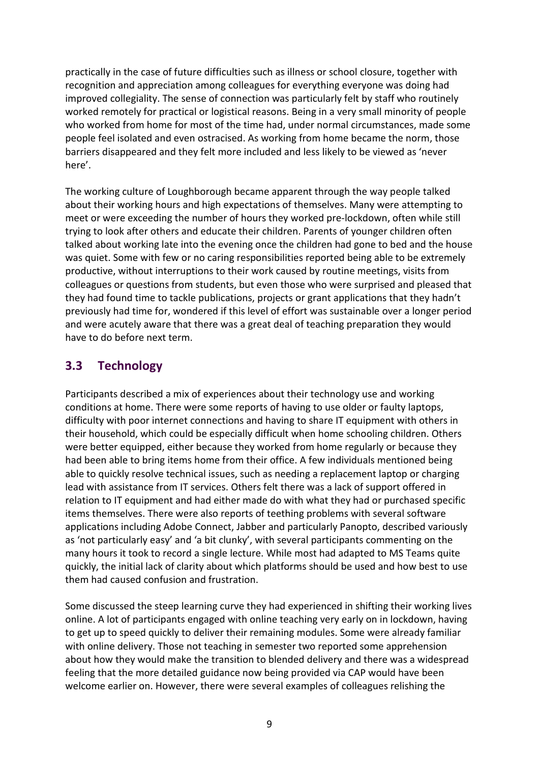practically in the case of future difficulties such as illness or school closure, together with recognition and appreciation among colleagues for everything everyone was doing had improved collegiality. The sense of connection was particularly felt by staff who routinely worked remotely for practical or logistical reasons. Being in a very small minority of people who worked from home for most of the time had, under normal circumstances, made some people feel isolated and even ostracised. As working from home became the norm, those barriers disappeared and they felt more included and less likely to be viewed as 'never here'.

The working culture of Loughborough became apparent through the way people talked about their working hours and high expectations of themselves. Many were attempting to meet or were exceeding the number of hours they worked pre-lockdown, often while still trying to look after others and educate their children. Parents of younger children often talked about working late into the evening once the children had gone to bed and the house was quiet. Some with few or no caring responsibilities reported being able to be extremely productive, without interruptions to their work caused by routine meetings, visits from colleagues or questions from students, but even those who were surprised and pleased that they had found time to tackle publications, projects or grant applications that they hadn't previously had time for, wondered if this level of effort was sustainable over a longer period and were acutely aware that there was a great deal of teaching preparation they would have to do before next term.

## 3.3 Technology

Participants described a mix of experiences about their technology use and working conditions at home. There were some reports of having to use older or faulty laptops, difficulty with poor internet connections and having to share IT equipment with others in their household, which could be especially difficult when home schooling children. Others were better equipped, either because they worked from home regularly or because they had been able to bring items home from their office. A few individuals mentioned being able to quickly resolve technical issues, such as needing a replacement laptop or charging lead with assistance from IT services. Others felt there was a lack of support offered in relation to IT equipment and had either made do with what they had or purchased specific items themselves. There were also reports of teething problems with several software applications including Adobe Connect, Jabber and particularly Panopto, described variously as 'not particularly easy' and 'a bit clunky', with several participants commenting on the many hours it took to record a single lecture. While most had adapted to MS Teams quite quickly, the initial lack of clarity about which platforms should be used and how best to use them had caused confusion and frustration.

Some discussed the steep learning curve they had experienced in shifting their working lives online. A lot of participants engaged with online teaching very early on in lockdown, having to get up to speed quickly to deliver their remaining modules. Some were already familiar with online delivery. Those not teaching in semester two reported some apprehension about how they would make the transition to blended delivery and there was a widespread feeling that the more detailed guidance now being provided via CAP would have been welcome earlier on. However, there were several examples of colleagues relishing the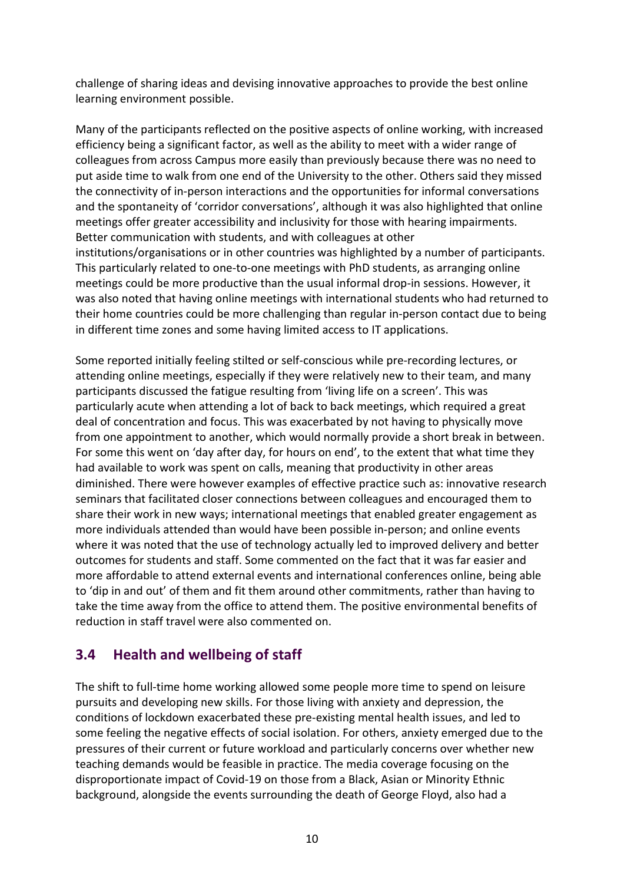challenge of sharing ideas and devising innovative approaches to provide the best online learning environment possible.

Many of the participants reflected on the positive aspects of online working, with increased efficiency being a significant factor, as well as the ability to meet with a wider range of colleagues from across Campus more easily than previously because there was no need to put aside time to walk from one end of the University to the other. Others said they missed the connectivity of in-person interactions and the opportunities for informal conversations and the spontaneity of 'corridor conversations', although it was also highlighted that online meetings offer greater accessibility and inclusivity for those with hearing impairments. Better communication with students, and with colleagues at other institutions/organisations or in other countries was highlighted by a number of participants. This particularly related to one-to-one meetings with PhD students, as arranging online meetings could be more productive than the usual informal drop-in sessions. However, it was also noted that having online meetings with international students who had returned to their home countries could be more challenging than regular in-person contact due to being in different time zones and some having limited access to IT applications.

Some reported initially feeling stilted or self-conscious while pre-recording lectures, or attending online meetings, especially if they were relatively new to their team, and many participants discussed the fatigue resulting from 'living life on a screen'. This was particularly acute when attending a lot of back to back meetings, which required a great deal of concentration and focus. This was exacerbated by not having to physically move from one appointment to another, which would normally provide a short break in between. For some this went on 'day after day, for hours on end', to the extent that what time they had available to work was spent on calls, meaning that productivity in other areas diminished. There were however examples of effective practice such as: innovative research seminars that facilitated closer connections between colleagues and encouraged them to share their work in new ways; international meetings that enabled greater engagement as more individuals attended than would have been possible in-person; and online events where it was noted that the use of technology actually led to improved delivery and better outcomes for students and staff. Some commented on the fact that it was far easier and more affordable to attend external events and international conferences online, being able to 'dip in and out' of them and fit them around other commitments, rather than having to take the time away from the office to attend them. The positive environmental benefits of reduction in staff travel were also commented on.

## 3.4 Health and wellbeing of staff

The shift to full-time home working allowed some people more time to spend on leisure pursuits and developing new skills. For those living with anxiety and depression, the conditions of lockdown exacerbated these pre-existing mental health issues, and led to some feeling the negative effects of social isolation. For others, anxiety emerged due to the pressures of their current or future workload and particularly concerns over whether new teaching demands would be feasible in practice. The media coverage focusing on the disproportionate impact of Covid-19 on those from a Black, Asian or Minority Ethnic background, alongside the events surrounding the death of George Floyd, also had a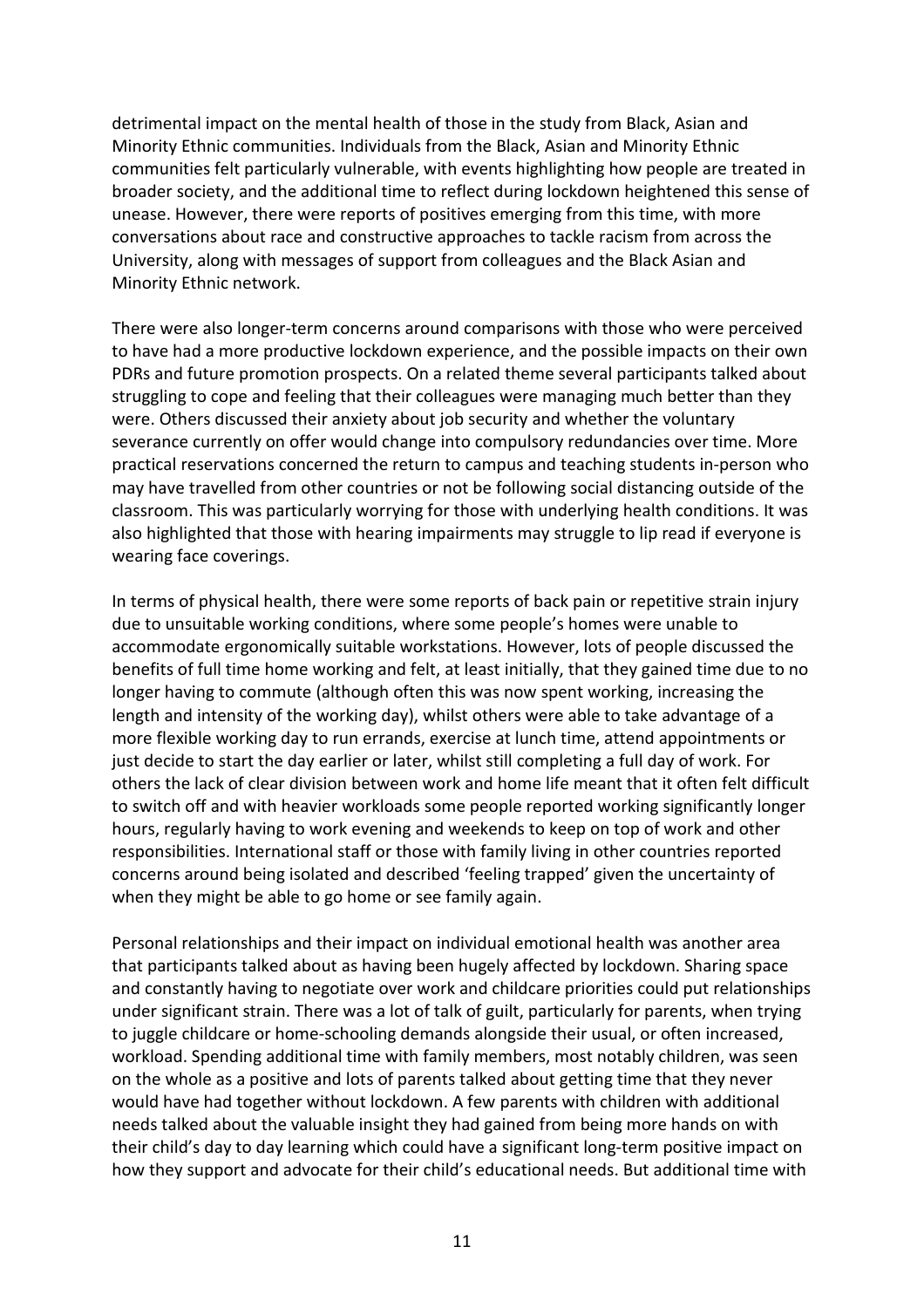detrimental impact on the mental health of those in the study from Black, Asian and Minority Ethnic communities. Individuals from the Black, Asian and Minority Ethnic communities felt particularly vulnerable, with events highlighting how people are treated in broader society, and the additional time to reflect during lockdown heightened this sense of unease. However, there were reports of positives emerging from this time, with more conversations about race and constructive approaches to tackle racism from across the University, along with messages of support from colleagues and the Black Asian and Minority Ethnic network.

There were also longer-term concerns around comparisons with those who were perceived to have had a more productive lockdown experience, and the possible impacts on their own PDRs and future promotion prospects. On a related theme several participants talked about struggling to cope and feeling that their colleagues were managing much better than they were. Others discussed their anxiety about job security and whether the voluntary severance currently on offer would change into compulsory redundancies over time. More practical reservations concerned the return to campus and teaching students in-person who may have travelled from other countries or not be following social distancing outside of the classroom. This was particularly worrying for those with underlying health conditions. It was also highlighted that those with hearing impairments may struggle to lip read if everyone is wearing face coverings.

In terms of physical health, there were some reports of back pain or repetitive strain injury due to unsuitable working conditions, where some people's homes were unable to accommodate ergonomically suitable workstations. However, lots of people discussed the benefits of full time home working and felt, at least initially, that they gained time due to no longer having to commute (although often this was now spent working, increasing the length and intensity of the working day), whilst others were able to take advantage of a more flexible working day to run errands, exercise at lunch time, attend appointments or just decide to start the day earlier or later, whilst still completing a full day of work. For others the lack of clear division between work and home life meant that it often felt difficult to switch off and with heavier workloads some people reported working significantly longer hours, regularly having to work evening and weekends to keep on top of work and other responsibilities. International staff or those with family living in other countries reported concerns around being isolated and described 'feeling trapped' given the uncertainty of when they might be able to go home or see family again.

Personal relationships and their impact on individual emotional health was another area that participants talked about as having been hugely affected by lockdown. Sharing space and constantly having to negotiate over work and childcare priorities could put relationships under significant strain. There was a lot of talk of guilt, particularly for parents, when trying to juggle childcare or home-schooling demands alongside their usual, or often increased, workload. Spending additional time with family members, most notably children, was seen on the whole as a positive and lots of parents talked about getting time that they never would have had together without lockdown. A few parents with children with additional needs talked about the valuable insight they had gained from being more hands on with their child's day to day learning which could have a significant long-term positive impact on how they support and advocate for their child's educational needs. But additional time with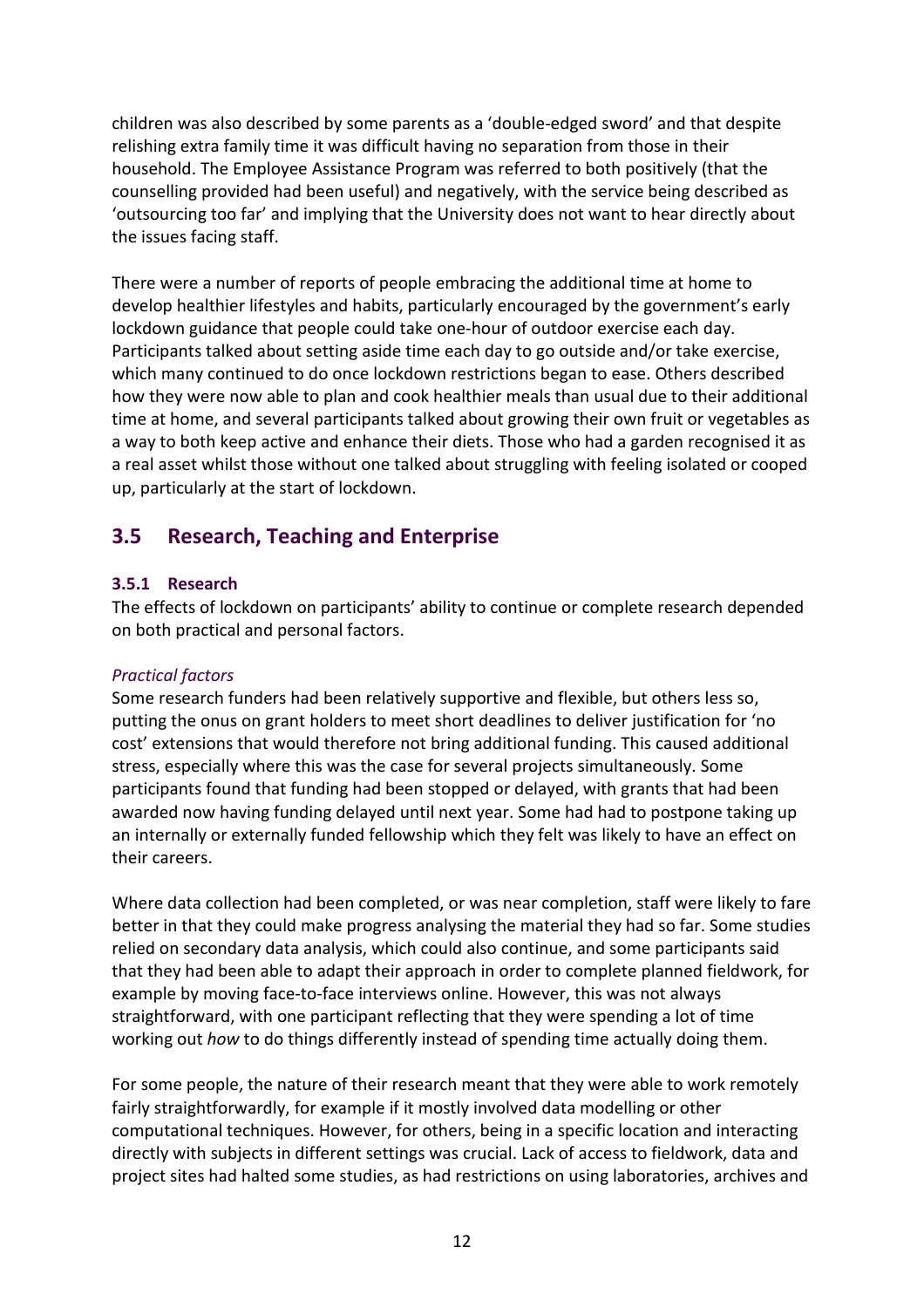children was also described by some parents as a 'double-edged sword' and that despite relishing extra family time it was difficult having no separation from those in their household. The Employee Assistance Program was referred to both positively (that the counselling provided had been useful) and negatively, with the service being described as 'outsourcing too far' and implying that the University does not want to hear directly about the issues facing staff.

There were a number of reports of people embracing the additional time at home to develop healthier lifestyles and habits, particularly encouraged by the government's early lockdown guidance that people could take one-hour of outdoor exercise each day. Participants talked about setting aside time each day to go outside and/or take exercise, which many continued to do once lockdown restrictions began to ease. Others described how they were now able to plan and cook healthier meals than usual due to their additional time at home, and several participants talked about growing their own fruit or vegetables as a way to both keep active and enhance their diets. Those who had a garden recognised it as a real asset whilst those without one talked about struggling with feeling isolated or cooped up, particularly at the start of lockdown.

## 3.5 Research, Teaching and Enterprise

### 3.5.1 Research

The effects of lockdown on participants' ability to continue or complete research depended on both practical and personal factors.

*Practical factors*

Some research funders had been relatively supportive and flexible, but others less so, putting the onus on grant holders to meet short deadlines to deliver justification for 'no cost' extensions that would therefore not bring additional funding. This caused additional stress, especially where this was the case for several projects simultaneously. Some participants found that funding had been stopped or delayed, with grants that had been awarded now having funding delayed until next year. Some had had to postpone taking up an internally or externally funded fellowship which they felt was likely to have an effect on their careers.

Where data collection had been completed, or was near completion, staff were likely to fare better in that they could make progress analysing the material they had so far. Some studies relied on secondary data analysis, which could also continue, and some participants said that they had been able to adapt their approach in order to complete planned fieldwork, for example by moving face-to-face interviews online. However, this was not always straightforward, with one participant reflecting that they were spending a lot of time working out *how* to do things differently instead of spending time actually doing them.

For some people, the nature of their research meant that they were able to work remotely fairly straightforwardly, for example if it mostly involved data modelling or other computational techniques. However, for others, being in a specific location and interacting directly with subjects in different settings was crucial. Lack of access to fieldwork, data and project sites had halted some studies, as had restrictions on using laboratories, archives and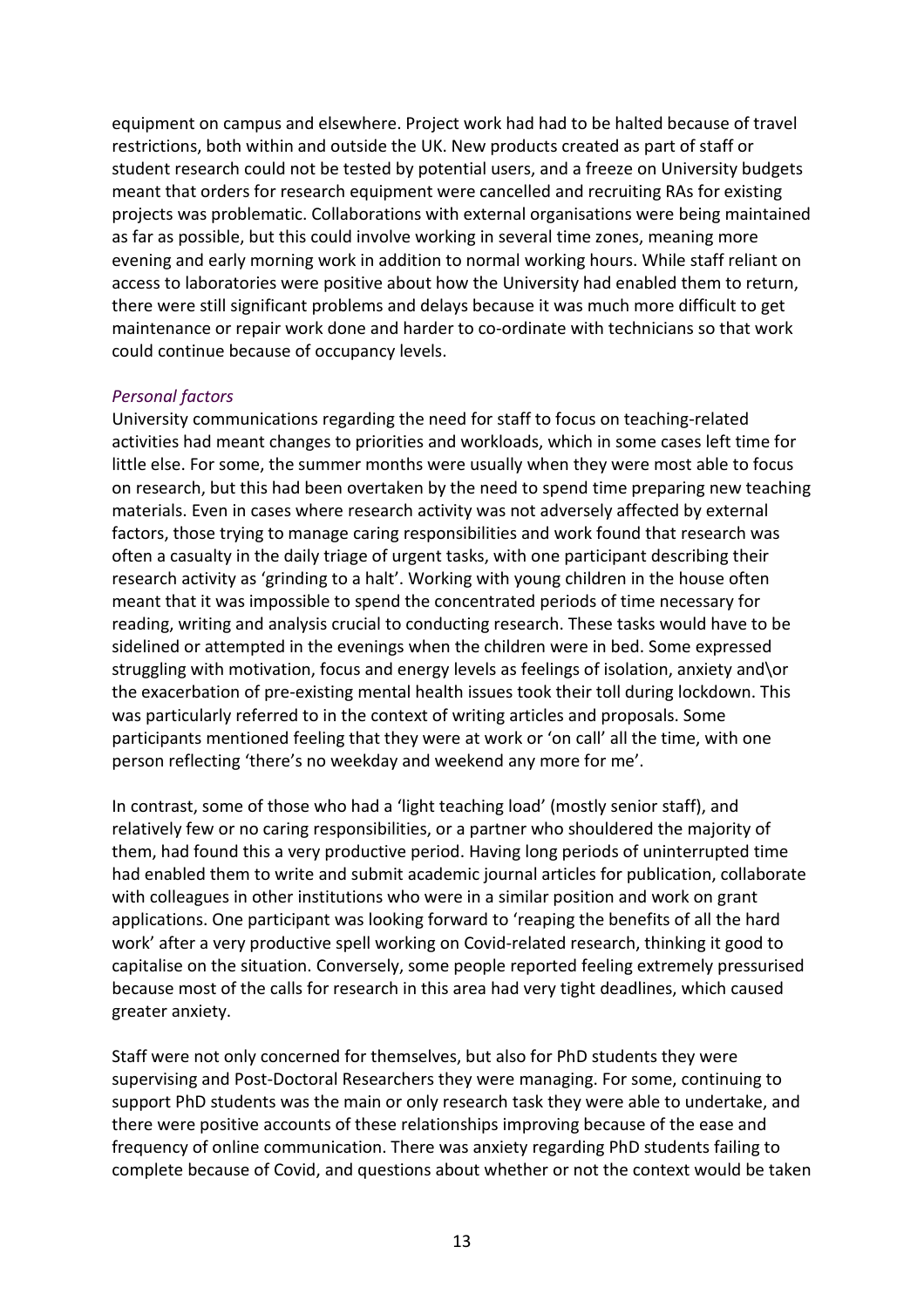equipment on campus and elsewhere. Project work had had to be halted because of travel restrictions, both within and outside the UK. New products created as part of staff or student research could not be tested by potential users, and a freeze on University budgets meant that orders for research equipment were cancelled and recruiting RAs for existing projects was problematic. Collaborations with external organisations were being maintained as far as possible, but this could involve working in several time zones, meaning more evening and early morning work in addition to normal working hours. While staff reliant on access to laboratories were positive about how the University had enabled them to return, there were still significant problems and delays because it was much more difficult to get maintenance or repair work done and harder to co-ordinate with technicians so that work could continue because of occupancy levels.

*Personal factors*

University communications regarding the need for staff to focus on teaching-related activities had meant changes to priorities and workloads, which in some cases left time for little else. For some, the summer months were usually when they were most able to focus on research, but this had been overtaken by the need to spend time preparing new teaching materials. Even in cases where research activity was not adversely affected by external factors, those trying to manage caring responsibilities and work found that research was often a casualty in the daily triage of urgent tasks, with one participant describing their research activity as 'grinding to a halt'. Working with young children in the house often meant that it was impossible to spend the concentrated periods of time necessary for reading, writing and analysis crucial to conducting research. These tasks would have to be sidelined or attempted in the evenings when the children were in bed. Some expressed struggling with motivation, focus and energy levels as feelings of isolation, anxiety and\or the exacerbation of pre-existing mental health issues took their toll during lockdown. This was particularly referred to in the context of writing articles and proposals. Some participants mentioned feeling that they were at work or 'on call' all the time, with one person reflecting 'there's no weekday and weekend any more for me'.

In contrast, some of those who had a 'light teaching load' (mostly senior staff), and relatively few or no caring responsibilities, or a partner who shouldered the majority of them, had found this a very productive period. Having long periods of uninterrupted time had enabled them to write and submit academic journal articles for publication, collaborate with colleagues in other institutions who were in a similar position and work on grant applications. One participant was looking forward to 'reaping the benefits of all the hard work' after a very productive spell working on Covid-related research, thinking it good to capitalise on the situation. Conversely, some people reported feeling extremely pressurised because most of the calls for research in this area had very tight deadlines, which caused greater anxiety.

Staff were not only concerned for themselves, but also for PhD students they were supervising and Post-Doctoral Researchers they were managing. For some, continuing to support PhD students was the main or only research task they were able to undertake, and there were positive accounts of these relationships improving because of the ease and frequency of online communication. There was anxiety regarding PhD students failing to complete because of Covid, and questions about whether or not the context would be taken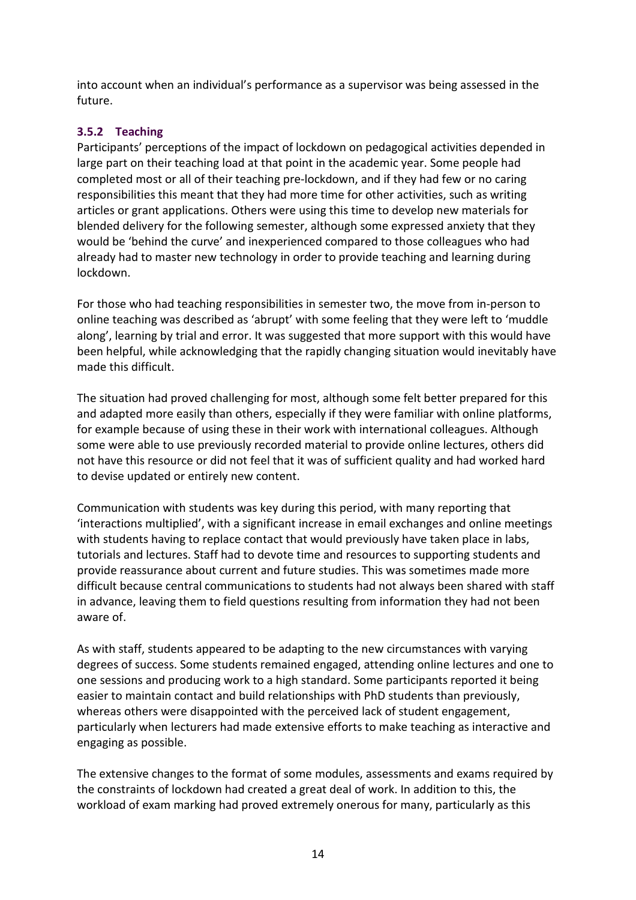into account when an individual's performance as a supervisor was being assessed in the future.

### 3.5.2 Teaching

Participants' perceptions of the impact of lockdown on pedagogical activities depended in large part on their teaching load at that point in the academic year. Some people had completed most or all of their teaching pre-lockdown, and if they had few or no caring responsibilities this meant that they had more time for other activities, such as writing articles or grant applications. Others were using this time to develop new materials for blended delivery for the following semester, although some expressed anxiety that they would be 'behind the curve' and inexperienced compared to those colleagues who had already had to master new technology in order to provide teaching and learning during lockdown.

For those who had teaching responsibilities in semester two, the move from in-person to online teaching was described as 'abrupt' with some feeling that they were left to 'muddle along', learning by trial and error. It was suggested that more support with this would have been helpful, while acknowledging that the rapidly changing situation would inevitably have made this difficult.

The situation had proved challenging for most, although some felt better prepared for this and adapted more easily than others, especially if they were familiar with online platforms, for example because of using these in their work with international colleagues. Although some were able to use previously recorded material to provide online lectures, others did not have this resource or did not feel that it was of sufficient quality and had worked hard to devise updated or entirely new content.

Communication with students was key during this period, with many reporting that 'interactions multiplied', with a significant increase in email exchanges and online meetings with students having to replace contact that would previously have taken place in labs, tutorials and lectures. Staff had to devote time and resources to supporting students and provide reassurance about current and future studies. This was sometimes made more difficult because central communications to students had not always been shared with staff in advance, leaving them to field questions resulting from information they had not been aware of.

As with staff, students appeared to be adapting to the new circumstances with varying degrees of success. Some students remained engaged, attending online lectures and one to one sessions and producing work to a high standard. Some participants reported it being easier to maintain contact and build relationships with PhD students than previously, whereas others were disappointed with the perceived lack of student engagement, particularly when lecturers had made extensive efforts to make teaching as interactive and engaging as possible.

The extensive changes to the format of some modules, assessments and exams required by the constraints of lockdown had created a great deal of work. In addition to this, the workload of exam marking had proved extremely onerous for many, particularly as this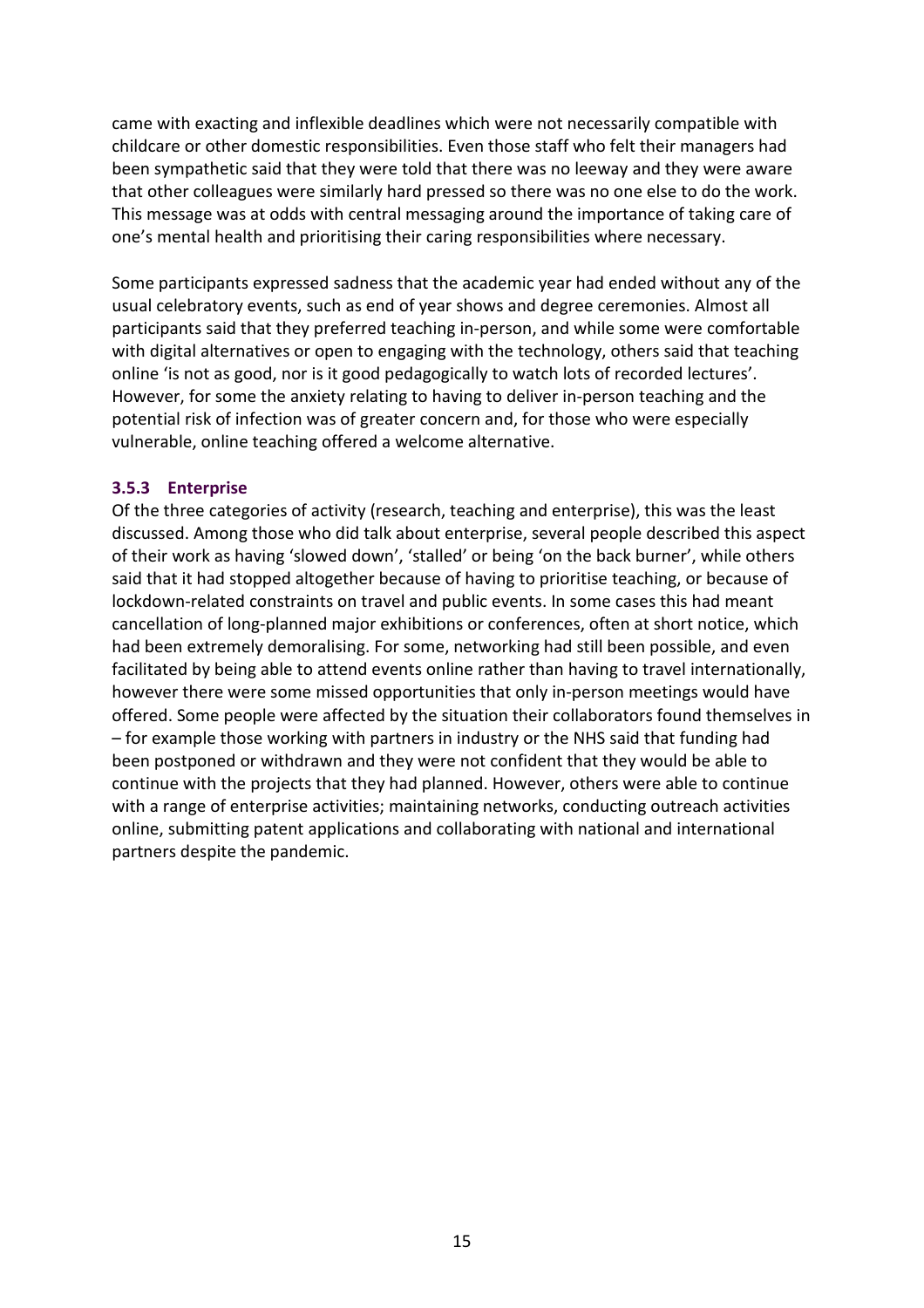came with exacting and inflexible deadlines which were not necessarily compatible with childcare or other domestic responsibilities. Even those staff who felt their managers had been sympathetic said that they were told that there was no leeway and they were aware that other colleagues were similarly hard pressed so there was no one else to do the work. This message was at odds with central messaging around the importance of taking care of one's mental health and prioritising their caring responsibilities where necessary.

Some participants expressed sadness that the academic year had ended without any of the usual celebratory events, such as end of year shows and degree ceremonies. Almost all participants said that they preferred teaching in-person, and while some were comfortable with digital alternatives or open to engaging with the technology, others said that teaching online 'is not as good, nor is it good pedagogically to watch lots of recorded lectures'. However, for some the anxiety relating to having to deliver in-person teaching and the potential risk of infection was of greater concern and, for those who were especially vulnerable, online teaching offered a welcome alternative.

### 3.5.3 Enterprise

Of the three categories of activity (research, teaching and enterprise), this was the least discussed. Among those who did talk about enterprise, several people described this aspect of their work as having 'slowed down', 'stalled' or being 'on the back burner', while others said that it had stopped altogether because of having to prioritise teaching, or because of lockdown-related constraints on travel and public events. In some cases this had meant cancellation of long-planned major exhibitions or conferences, often at short notice, which had been extremely demoralising. For some, networking had still been possible, and even facilitated by being able to attend events online rather than having to travel internationally, however there were some missed opportunities that only in-person meetings would have offered. Some people were affected by the situation their collaborators found themselves in – for example those working with partners in industry or the NHS said that funding had been postponed or withdrawn and they were not confident that they would be able to continue with the projects that they had planned. However, others were able to continue with a range of enterprise activities; maintaining networks, conducting outreach activities online, submitting patent applications and collaborating with national and international partners despite the pandemic.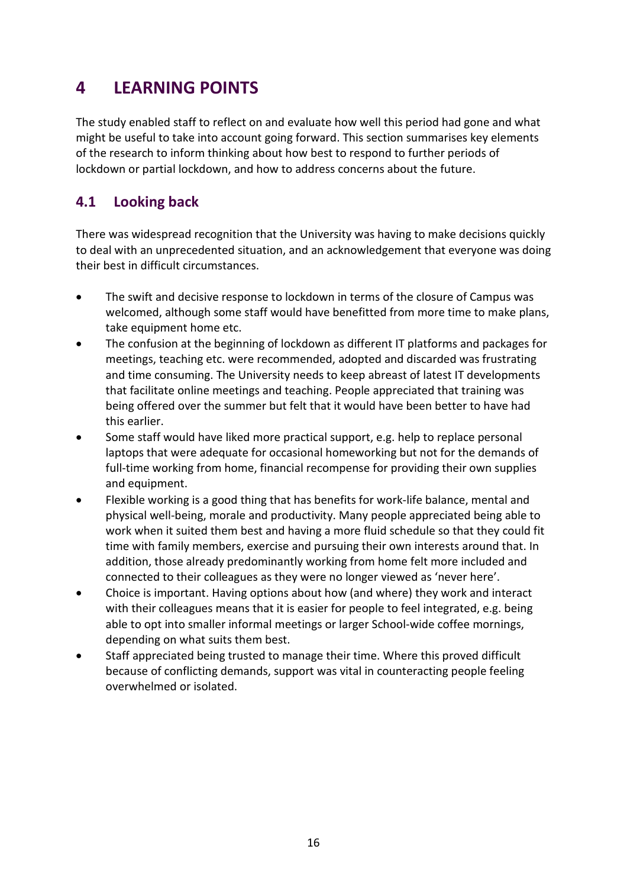# 4 LEARNING POINTS

The study enabled staff to reflect on and evaluate how well this period had gone and what might be useful to take into account going forward. This section summarises key elements of the research to inform thinking about how best to respond to further periods of lockdown or partial lockdown, and how to address concerns about the future.

## 4.1 Looking back

There was widespread recognition that the University was having to make decisions quickly to deal with an unprecedented situation, and an acknowledgement that everyone was doing their best in difficult circumstances.

- The swift and decisive response to lockdown in terms of the closure of Campus was welcomed, although some staff would have benefitted from more time to make plans, take equipment home etc.
- The confusion at the beginning of lockdown as different IT platforms and packages for meetings, teaching etc. were recommended, adopted and discarded was frustrating and time consuming. The University needs to keep abreast of latest IT developments that facilitate online meetings and teaching. People appreciated that training was being offered over the summer but felt that it would have been better to have had this earlier.
- Some staff would have liked more practical support, e.g. help to replace personal laptops that were adequate for occasional homeworking but not for the demands of full-time working from home, financial recompense for providing their own supplies and equipment.
- Flexible working is a good thing that has benefits for work-life balance, mental and physical well-being, morale and productivity. Many people appreciated being able to work when it suited them best and having a more fluid schedule so that they could fit time with family members, exercise and pursuing their own interests around that. In addition, those already predominantly working from home felt more included and connected to their colleagues as they were no longer viewed as 'never here'.
- Choice is important. Having options about how (and where) they work and interact with their colleagues means that it is easier for people to feel integrated, e.g. being able to opt into smaller informal meetings or larger School-wide coffee mornings, depending on what suits them best.
- Staff appreciated being trusted to manage their time. Where this proved difficult because of conflicting demands, support was vital in counteracting people feeling overwhelmed or isolated.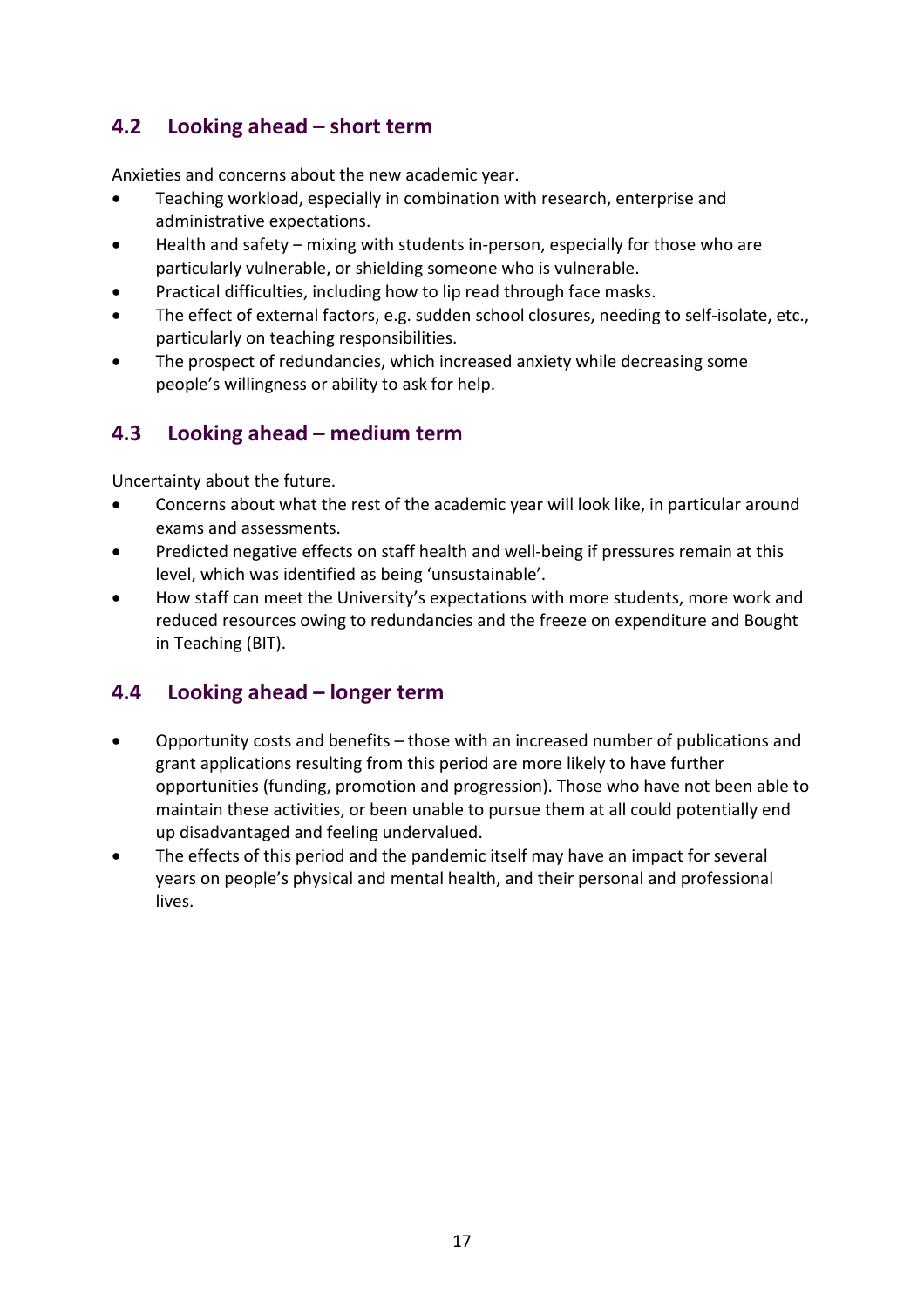## 4.2 Looking ahead – short term

Anxieties and concerns about the new academic year.

- Teaching workload, especially in combination with research, enterprise and administrative expectations.
- Health and safety – mixing with students in-person, especially for those who are particularly vulnerable, or shielding someone who is vulnerable.
- Practical difficulties, including how to lip read through face masks.
- The effect of external factors, e.g. sudden school closures, needing to self-isolate, etc., particularly on teaching responsibilities.
- The prospect of redundancies, which increased anxiety while decreasing some people's willingness or ability to ask for help.

## 4.3 Looking ahead – medium term

Uncertainty about the future.

- Concerns about what the rest of the academic year will look like, in particular around exams and assessments.
- Predicted negative effects on staff health and well-being if pressures remain at this level, which was identified as being 'unsustainable'.
- How staff can meet the University's expectations with more students, more work and reduced resources owing to redundancies and the freeze on expenditure and Bought in Teaching (BIT).

## 4.4 Looking ahead – longer term

- Opportunity costs and benefits – those with an increased number of publications and grant applications resulting from this period are more likely to have further opportunities (funding, promotion and progression). Those who have not been able to maintain these activities, or been unable to pursue them at all could potentially end up disadvantaged and feeling undervalued.
- The effects of this period and the pandemic itself may have an impact for several years on people's physical and mental health, and their personal and professional lives.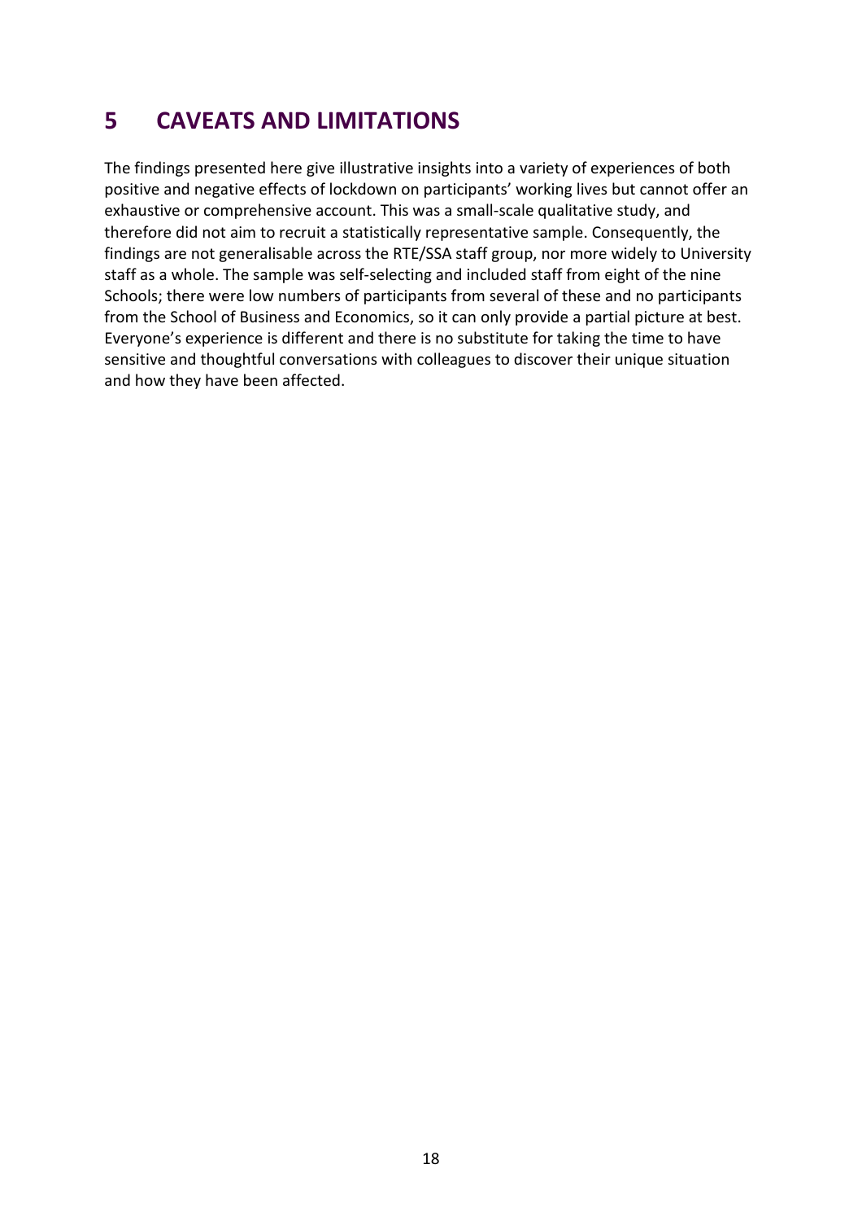## 5 CAVEATS AND LIMITATIONS

The findings presented here give illustrative insights into a variety of experiences of both positive and negative effects of lockdown on participants' working lives but cannot offer an exhaustive or comprehensive account. This was a small-scale qualitative study, and therefore did not aim to recruit a statistically representative sample. Consequently, the findings are not generalisable across the RTE/SSA staff group, nor more widely to University staff as a whole. The sample was self-selecting and included staff from eight of the nine Schools; there were low numbers of participants from several of these and no participants from the School of Business and Economics, so it can only provide a partial picture at best. Everyone's experience is different and there is no substitute for taking the time to have sensitive and thoughtful conversations with colleagues to discover their unique situation and how they have been affected.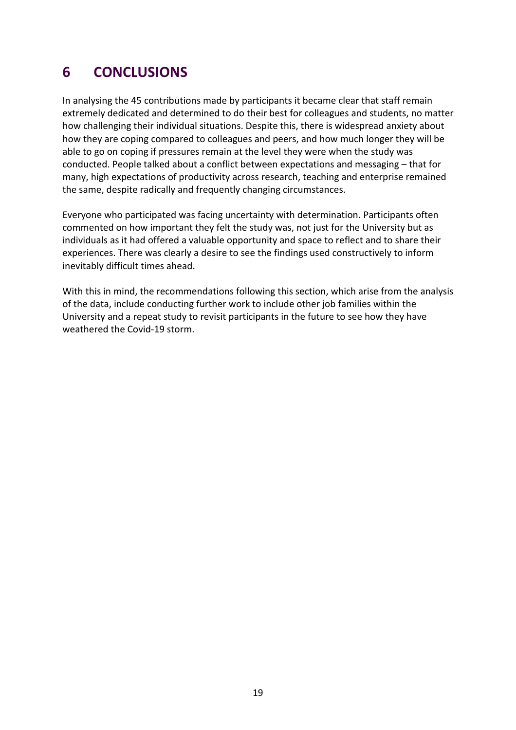# 6 CONCLUSIONS

In analysing the 45 contributions made by participants it became clear that staff remain extremely dedicated and determined to do their best for colleagues and students, no matter how challenging their individual situations. Despite this, there is widespread anxiety about how they are coping compared to colleagues and peers, and how much longer they will be able to go on coping if pressures remain at the level they were when the study was conducted. People talked about a conflict between expectations and messaging – that for many, high expectations of productivity across research, teaching and enterprise remained the same, despite radically and frequently changing circumstances.

Everyone who participated was facing uncertainty with determination. Participants often commented on how important they felt the study was, not just for the University but as individuals as it had offered a valuable opportunity and space to reflect and to share their experiences. There was clearly a desire to see the findings used constructively to inform inevitably difficult times ahead.

With this in mind, the recommendations following this section, which arise from the analysis of the data, include conducting further work to include other job families within the University and a repeat study to revisit participants in the future to see how they have weathered the Covid-19 storm.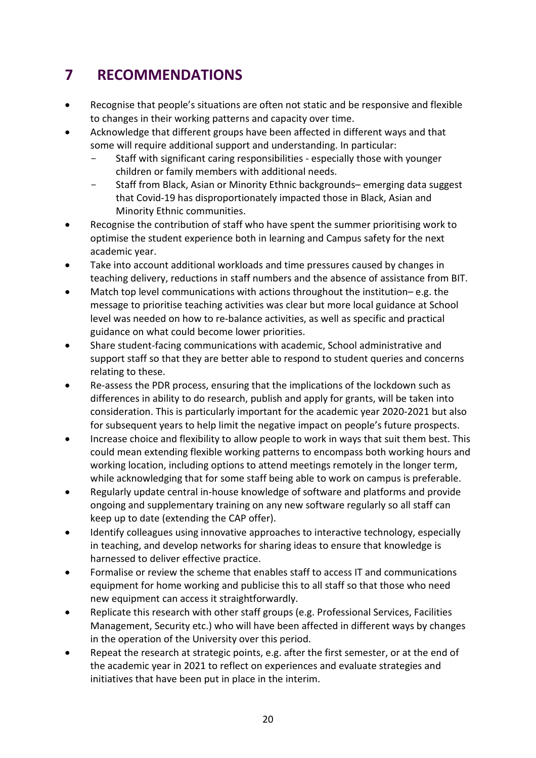# 7 RECOMMENDATIONS

- Recognise that people's situations are often not static and be responsive and flexible to changes in their working patterns and capacity over time.
- Acknowledge that different groups have been affected in different ways and that some will require additional support and understanding. In particular:
  - Staff with significant caring responsibilities - especially those with younger children or family members with additional needs.
  - Staff from Black, Asian or Minority Ethnic backgrounds– emerging data suggest that Covid-19 has disproportionately impacted those in Black, Asian and Minority Ethnic communities.
- Recognise the contribution of staff who have spent the summer prioritising work to optimise the student experience both in learning and Campus safety for the next academic year.
- Take into account additional workloads and time pressures caused by changes in teaching delivery, reductions in staff numbers and the absence of assistance from BIT.
- Match top level communications with actions throughout the institution– e.g. the message to prioritise teaching activities was clear but more local guidance at School level was needed on how to re-balance activities, as well as specific and practical guidance on what could become lower priorities.
- Share student-facing communications with academic, School administrative and support staff so that they are better able to respond to student queries and concerns relating to these.
- Re-assess the PDR process, ensuring that the implications of the lockdown such as differences in ability to do research, publish and apply for grants, will be taken into consideration. This is particularly important for the academic year 2020-2021 but also for subsequent years to help limit the negative impact on people's future prospects.
- Increase choice and flexibility to allow people to work in ways that suit them best. This could mean extending flexible working patterns to encompass both working hours and working location, including options to attend meetings remotely in the longer term, while acknowledging that for some staff being able to work on campus is preferable.
- Regularly update central in-house knowledge of software and platforms and provide ongoing and supplementary training on any new software regularly so all staff can keep up to date (extending the CAP offer).
- Identify colleagues using innovative approaches to interactive technology, especially in teaching, and develop networks for sharing ideas to ensure that knowledge is harnessed to deliver effective practice.
- Formalise or review the scheme that enables staff to access IT and communications equipment for home working and publicise this to all staff so that those who need new equipment can access it straightforwardly.
- Replicate this research with other staff groups (e.g. Professional Services, Facilities Management, Security etc.) who will have been affected in different ways by changes in the operation of the University over this period.
- Repeat the research at strategic points, e.g. after the first semester, or at the end of the academic year in 2021 to reflect on experiences and evaluate strategies and initiatives that have been put in place in the interim.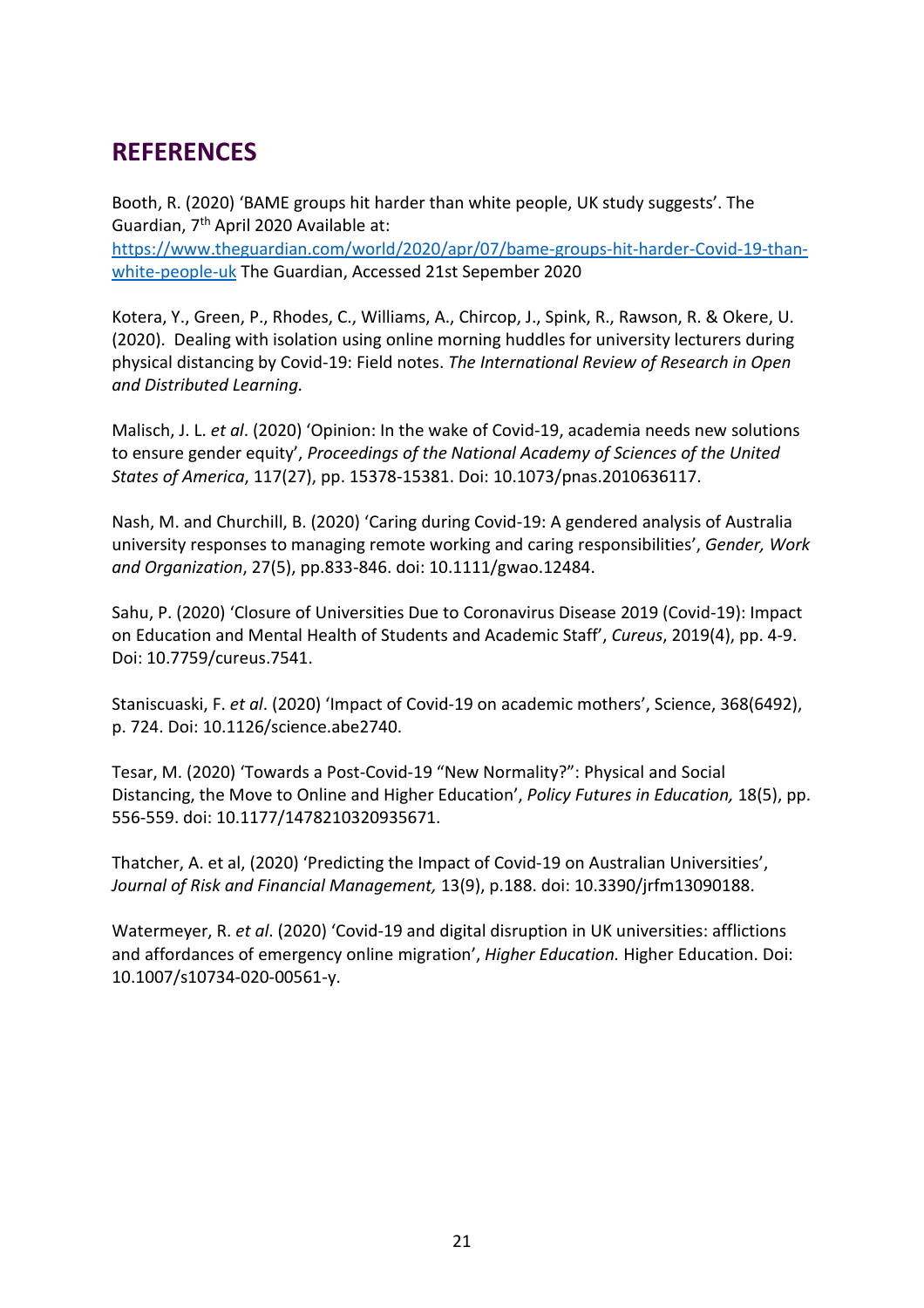## REFERENCES

Booth, R. (2020) 'BAME groups hit harder than white people, UK study suggests'. The Guardian, 7th April 2020 Available at: [https://www.theguardian.com/world/2020/apr/07/bame-groups-hit-harder-Covid-19-than-white-people-uk](https://www.theguardian.com/world/2020/apr/07/bame-groups-hit-harder-Covid-19-than-white-people-uk) The Guardian, Accessed 21st Sepember 2020

Kotera, Y., Green, P., Rhodes, C., Williams, A., Chircop, J., Spink, R., Rawson, R. & Okere, U. (2020). Dealing with isolation using online morning huddles for university lecturers during physical distancing by Covid-19: Field notes. *The International Review of Research in Open and Distributed Learning.*

Malisch, J. L. *et al*. (2020) 'Opinion: In the wake of Covid-19, academia needs new solutions to ensure gender equity', *Proceedings of the National Academy of Sciences of the United States of America*, 117(27), pp. 15378-15381. Doi: 10.1073/pnas.2010636117.

Nash, M. and Churchill, B. (2020) 'Caring during Covid-19: A gendered analysis of Australia university responses to managing remote working and caring responsibilities', *Gender, Work and Organization*, 27(5), pp.833-846. doi: 10.1111/gwao.12484.

Sahu, P. (2020) 'Closure of Universities Due to Coronavirus Disease 2019 (Covid-19): Impact on Education and Mental Health of Students and Academic Staff', *Cureus*, 2019(4), pp. 4-9. Doi: 10.7759/cureus.7541.

Staniscuaski, F. *et al*. (2020) 'Impact of Covid-19 on academic mothers', Science, 368(6492), p. 724. Doi: 10.1126/science.abe2740.

Tesar, M. (2020) 'Towards a Post-Covid-19 "New Normality?": Physical and Social Distancing, the Move to Online and Higher Education', *Policy Futures in Education,* 18(5), pp. 556-559. doi: 10.1177/1478210320935671.

Thatcher, A. et al, (2020) 'Predicting the Impact of Covid-19 on Australian Universities', *Journal of Risk and Financial Management,* 13(9), p.188. doi: 10.3390/jrfm13090188.

Watermeyer, R. *et al*. (2020) 'Covid-19 and digital disruption in UK universities: afflictions and affordances of emergency online migration', *Higher Education.* Higher Education. Doi: 10.1007/s10734-020-00561-y.